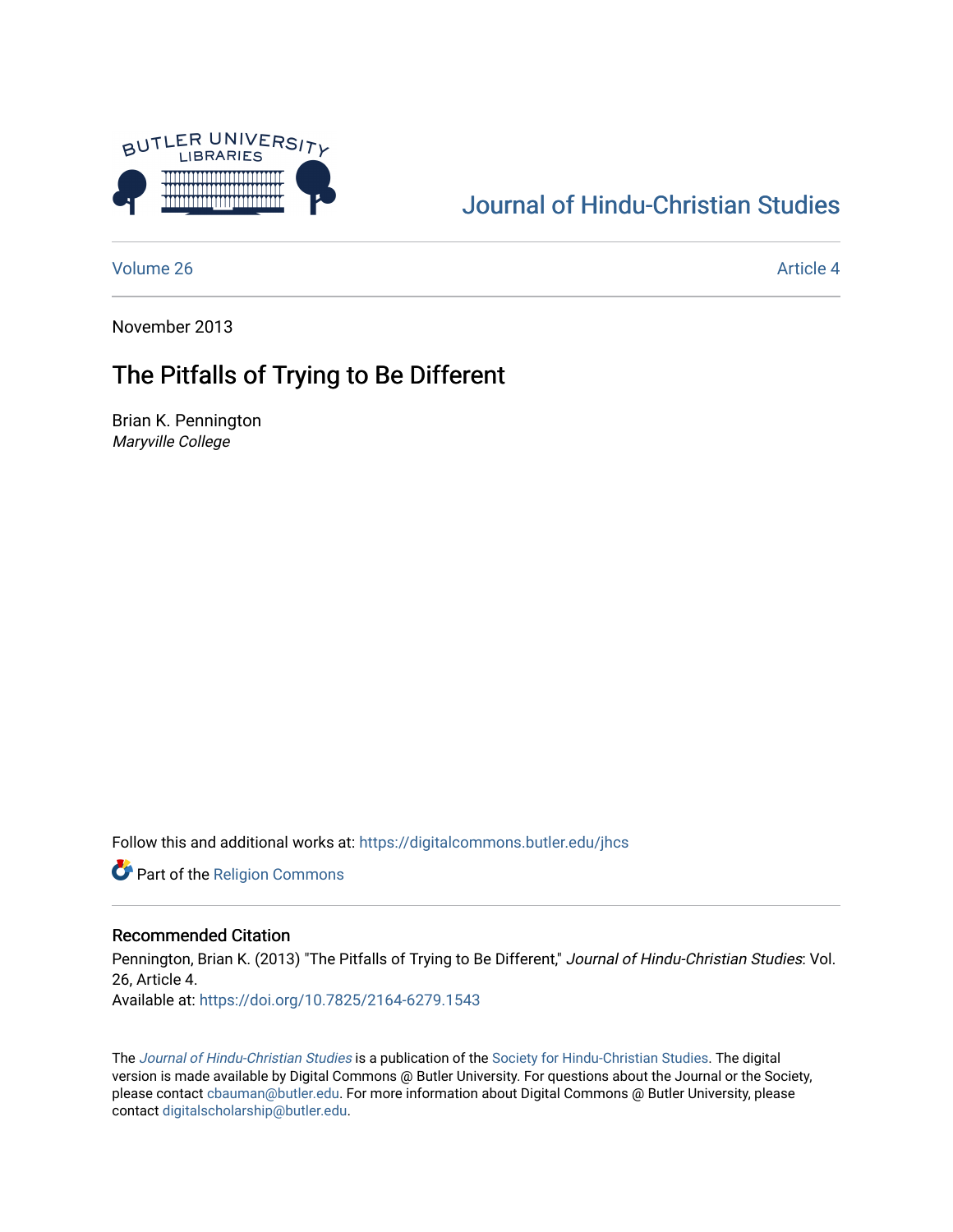Journal of Hindu-Christian Studies

Volume 26 | Article 4

November 2013

# The Pitfalls of Trying to Be Different

Brian K. Pennington
*Maryville College*

Follow this and additional works at: https://digitalcommons.butler.edu/jhcs

Part of the Religion Commons

## Recommended Citation

Pennington, Brian K. (2013) "The Pitfalls of Trying to Be Different," *Journal of Hindu-Christian Studies*: Vol. 26, Article 4.
Available at: https://doi.org/10.7825/2164-6279.1543

The *Journal of Hindu-Christian Studies* is a publication of the Society for Hindu-Christian Studies. The digital version is made available by Digital Commons @ Butler University. For questions about the Journal or the Society, please contact cbauman@butler.edu. For more information about Digital Commons @ Butler University, please contact digitalscholarship@butler.edu.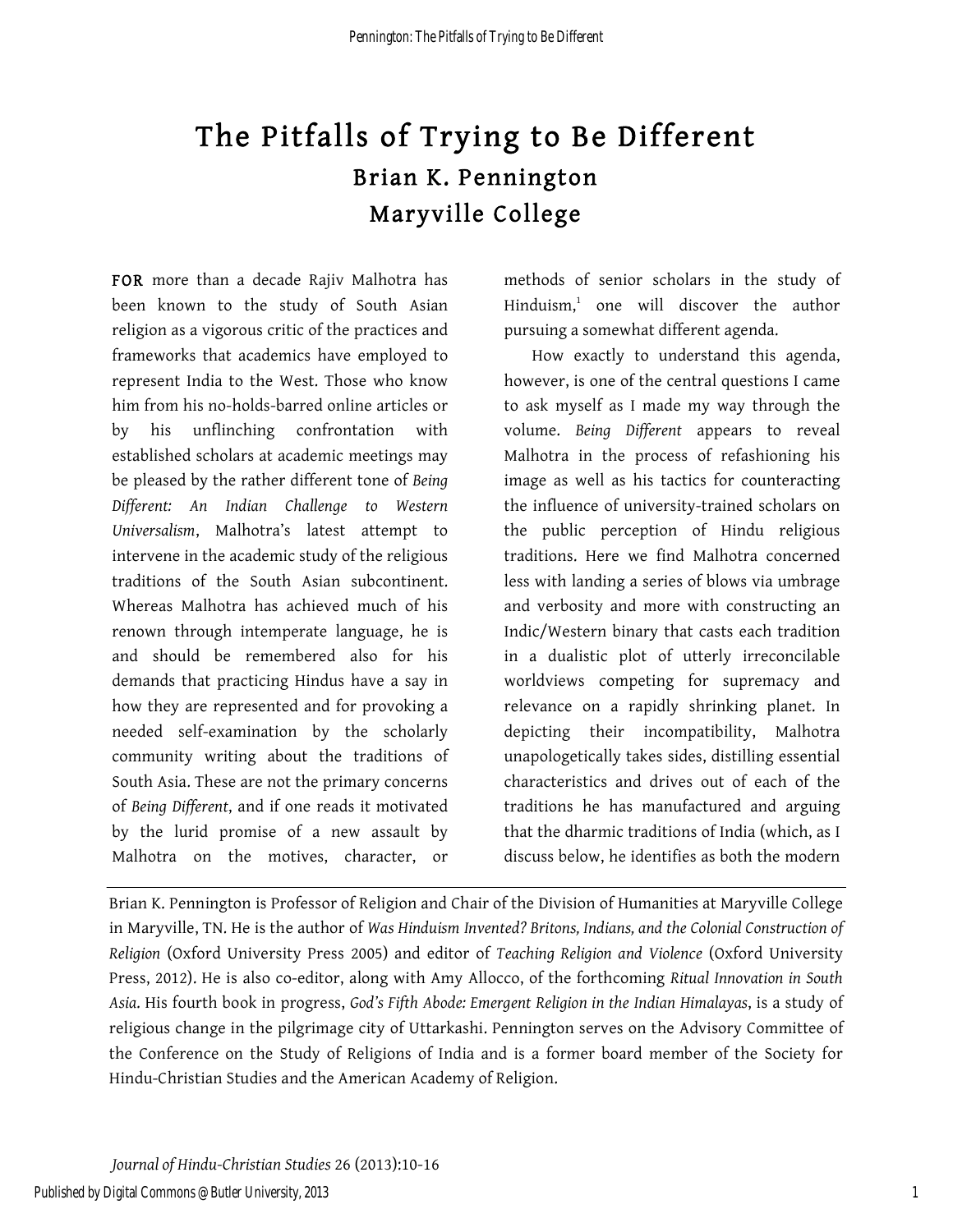# The Pitfalls of Trying to Be Different

## Brian K. Pennington

## Maryville College

**FOR** more than a decade Rajiv Malhotra has been known to the study of South Asian religion as a vigorous critic of the practices and frameworks that academics have employed to represent India to the West. Those who know him from his no-holds-barred online articles or by his unflinching confrontation with established scholars at academic meetings may be pleased by the rather different tone of *Being Different: An Indian Challenge to Western Universalism*, Malhotra's latest attempt to intervene in the academic study of the religious traditions of the South Asian subcontinent. Whereas Malhotra has achieved much of his renown through intemperate language, he is and should be remembered also for his demands that practicing Hindus have a say in how they are represented and for provoking a needed self-examination by the scholarly community writing about the traditions of South Asia. These are not the primary concerns of *Being Different*, and if one reads it motivated by the lurid promise of a new assault by Malhotra on the motives, character, or methods of senior scholars in the study of Hinduism,[1] one will discover the author pursuing a somewhat different agenda.

How exactly to understand this agenda, however, is one of the central questions I came to ask myself as I made my way through the volume. *Being Different* appears to reveal Malhotra in the process of refashioning his image as well as his tactics for counteracting the influence of university-trained scholars on the public perception of Hindu religious traditions. Here we find Malhotra concerned less with landing a series of blows via umbrage and verbosity and more with constructing an Indic/Western binary that casts each tradition in a dualistic plot of utterly irreconcilable worldviews competing for supremacy and relevance on a rapidly shrinking planet. In depicting their incompatibility, Malhotra unapologetically takes sides, distilling essential characteristics and drives out of each of the traditions he has manufactured and arguing that the dharmic traditions of India (which, as I discuss below, he identifies as both the modern

---

Brian K. Pennington is Professor of Religion and Chair of the Division of Humanities at Maryville College in Maryville, TN. He is the author of *Was Hinduism Invented? Britons, Indians, and the Colonial Construction of Religion* (Oxford University Press 2005) and editor of *Teaching Religion and Violence* (Oxford University Press, 2012). He is also co-editor, along with Amy Allocco, of the forthcoming *Ritual Innovation in South Asia*. His fourth book in progress, *God's Fifth Abode: Emergent Religion in the Indian Himalayas*, is a study of religious change in the pilgrimage city of Uttarkashi. Pennington serves on the Advisory Committee of the Conference on the Study of Religions of India and is a former board member of the Society for Hindu-Christian Studies and the American Academy of Religion.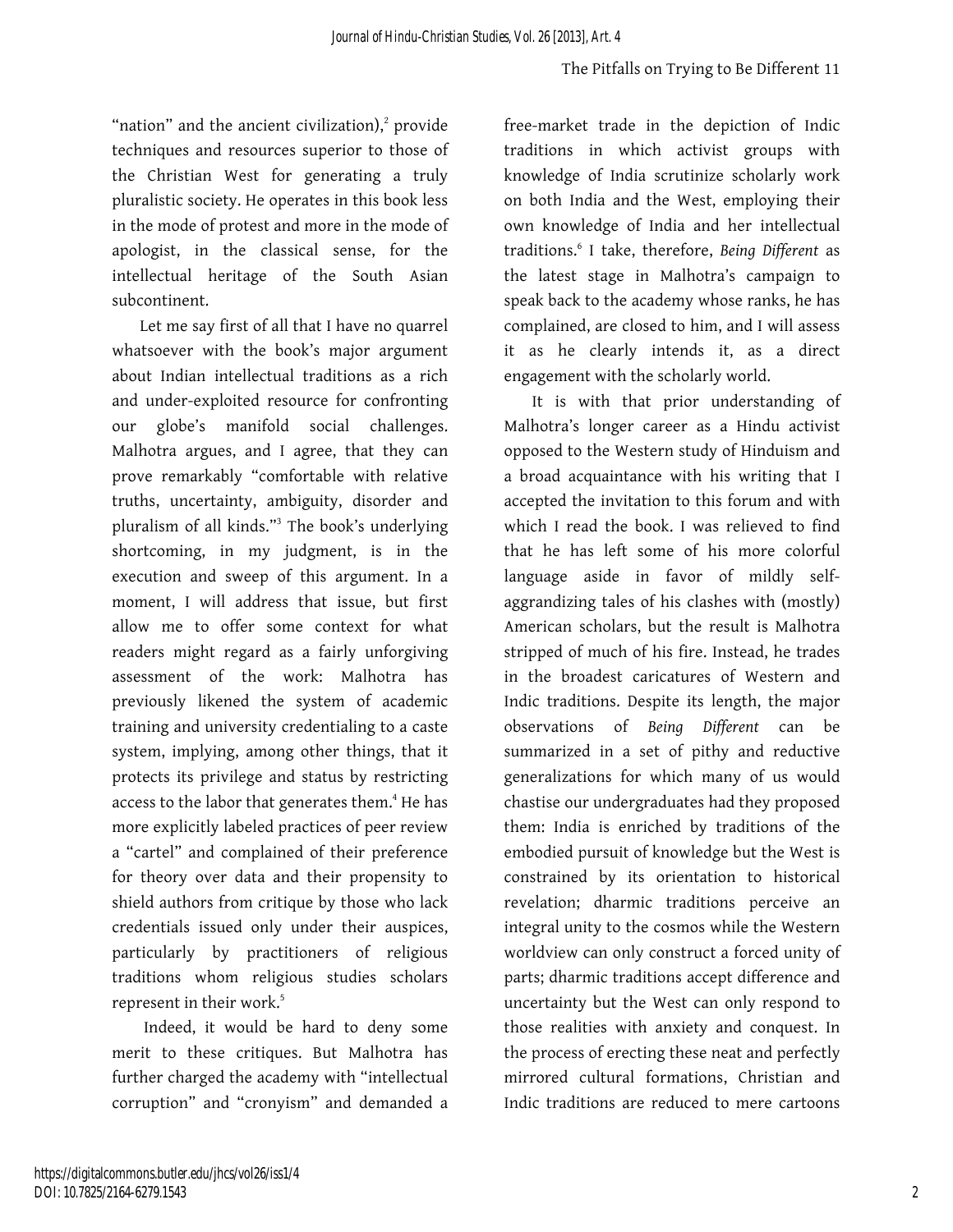"nation" and the ancient civilization),[2] provide techniques and resources superior to those of the Christian West for generating a truly pluralistic society. He operates in this book less in the mode of protest and more in the mode of apologist, in the classical sense, for the intellectual heritage of the South Asian subcontinent.

Let me say first of all that I have no quarrel whatsoever with the book's major argument about Indian intellectual traditions as a rich and under-exploited resource for confronting our globe's manifold social challenges. Malhotra argues, and I agree, that they can prove remarkably "comfortable with relative truths, uncertainty, ambiguity, disorder and pluralism of all kinds."[3] The book's underlying shortcoming, in my judgment, is in the execution and sweep of this argument. In a moment, I will address that issue, but first allow me to offer some context for what readers might regard as a fairly unforgiving assessment of the work: Malhotra has previously likened the system of academic training and university credentialing to a caste system, implying, among other things, that it protects its privilege and status by restricting access to the labor that generates them.[4] He has more explicitly labeled practices of peer review a "cartel" and complained of their preference for theory over data and their propensity to shield authors from critique by those who lack credentials issued only under their auspices, particularly by practitioners of religious traditions whom religious studies scholars represent in their work.[5]

Indeed, it would be hard to deny some merit to these critiques. But Malhotra has further charged the academy with "intellectual corruption" and "cronyism" and demanded a free-market trade in the depiction of Indic traditions in which activist groups with knowledge of India scrutinize scholarly work on both India and the West, employing their own knowledge of India and her intellectual traditions.[6] I take, therefore, *Being Different* as the latest stage in Malhotra's campaign to speak back to the academy whose ranks, he has complained, are closed to him, and I will assess it as he clearly intends it, as a direct engagement with the scholarly world.

It is with that prior understanding of Malhotra's longer career as a Hindu activist opposed to the Western study of Hinduism and a broad acquaintance with his writing that I accepted the invitation to this forum and with which I read the book. I was relieved to find that he has left some of his more colorful language aside in favor of mildly self-aggrandizing tales of his clashes with (mostly) American scholars, but the result is Malhotra stripped of much of his fire. Instead, he trades in the broadest caricatures of Western and Indic traditions. Despite its length, the major observations of *Being Different* can be summarized in a set of pithy and reductive generalizations for which many of us would chastise our undergraduates had they proposed them: India is enriched by traditions of the embodied pursuit of knowledge but the West is constrained by its orientation to historical revelation; dharmic traditions perceive an integral unity to the cosmos while the Western worldview can only construct a forced unity of parts; dharmic traditions accept difference and uncertainty but the West can only respond to those realities with anxiety and conquest. In the process of erecting these neat and perfectly mirrored cultural formations, Christian and Indic traditions are reduced to mere cartoons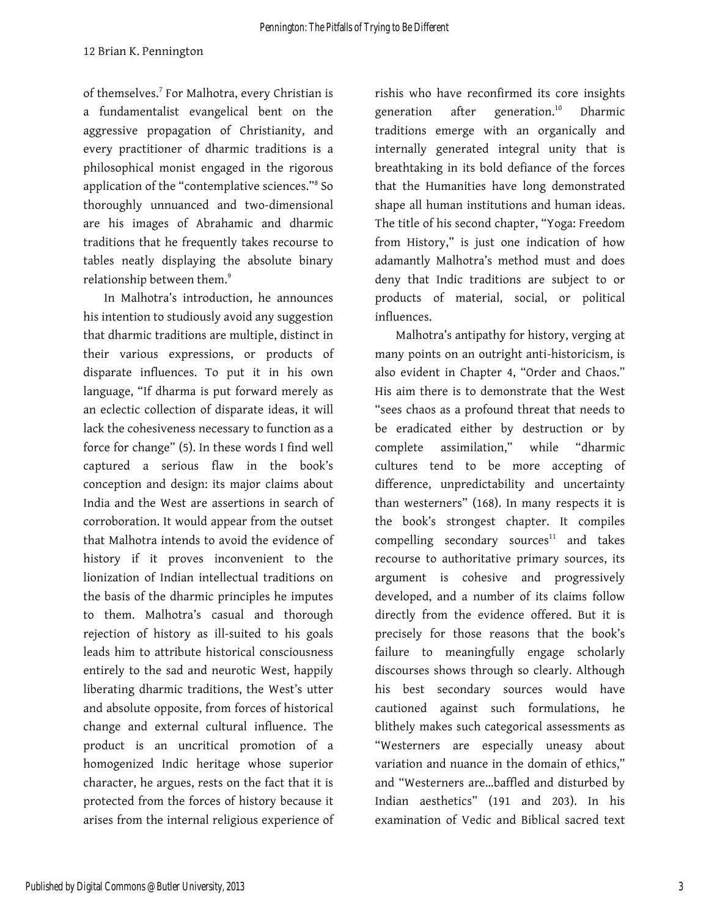of themselves.[7] For Malhotra, every Christian is a fundamentalist evangelical bent on the aggressive propagation of Christianity, and every practitioner of dharmic traditions is a philosophical monist engaged in the rigorous application of the "contemplative sciences."[8] So thoroughly unnuanced and two-dimensional are his images of Abrahamic and dharmic traditions that he frequently takes recourse to tables neatly displaying the absolute binary relationship between them.[9]

In Malhotra's introduction, he announces his intention to studiously avoid any suggestion that dharmic traditions are multiple, distinct in their various expressions, or products of disparate influences. To put it in his own language, "If dharma is put forward merely as an eclectic collection of disparate ideas, it will lack the cohesiveness necessary to function as a force for change" (5). In these words I find well captured a serious flaw in the book's conception and design: its major claims about India and the West are assertions in search of corroboration. It would appear from the outset that Malhotra intends to avoid the evidence of history if it proves inconvenient to the lionization of Indian intellectual traditions on the basis of the dharmic principles he imputes to them. Malhotra's casual and thorough rejection of history as ill-suited to his goals leads him to attribute historical consciousness entirely to the sad and neurotic West, happily liberating dharmic traditions, the West's utter and absolute opposite, from forces of historical change and external cultural influence. The product is an uncritical promotion of a homogenized Indic heritage whose superior character, he argues, rests on the fact that it is protected from the forces of history because it arises from the internal religious experience of rishis who have reconfirmed its core insights generation after generation.[10] Dharmic traditions emerge with an organically and internally generated integral unity that is breathtaking in its bold defiance of the forces that the Humanities have long demonstrated shape all human institutions and human ideas. The title of his second chapter, "Yoga: Freedom from History," is just one indication of how adamantly Malhotra's method must and does deny that Indic traditions are subject to or products of material, social, or political influences.

Malhotra's antipathy for history, verging at many points on an outright anti-historicism, is also evident in Chapter 4, "Order and Chaos." His aim there is to demonstrate that the West "sees chaos as a profound threat that needs to be eradicated either by destruction or by complete assimilation," while "dharmic cultures tend to be more accepting of difference, unpredictability and uncertainty than westerners" (168). In many respects it is the book's strongest chapter. It compiles compelling secondary sources[11] and takes recourse to authoritative primary sources, its argument is cohesive and progressively developed, and a number of its claims follow directly from the evidence offered. But it is precisely for those reasons that the book's failure to meaningfully engage scholarly discourses shows through so clearly. Although his best secondary sources would have cautioned against such formulations, he blithely makes such categorical assessments as "Westerners are especially uneasy about variation and nuance in the domain of ethics," and "Westerners are…baffled and disturbed by Indian aesthetics" (191 and 203). In his examination of Vedic and Biblical sacred text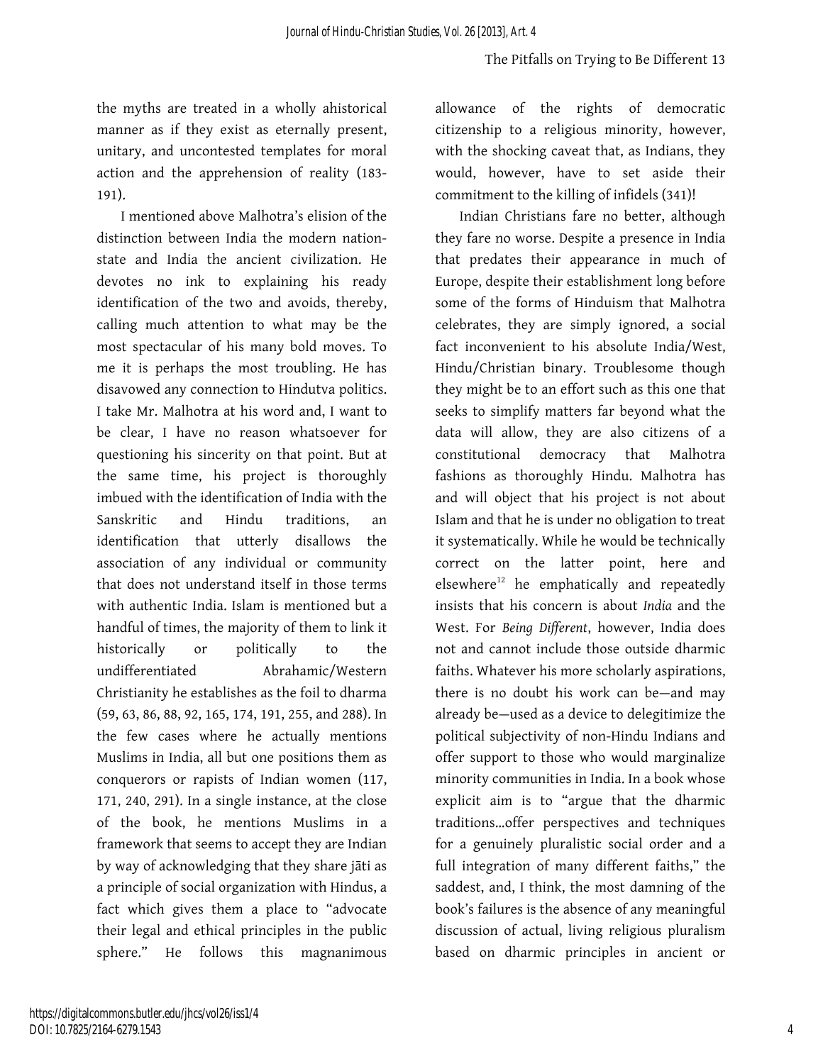the myths are treated in a wholly ahistorical manner as if they exist as eternally present, unitary, and uncontested templates for moral action and the apprehension of reality (183-191).

I mentioned above Malhotra's elision of the distinction between India the modern nation-state and India the ancient civilization. He devotes no ink to explaining his ready identification of the two and avoids, thereby, calling much attention to what may be the most spectacular of his many bold moves. To me it is perhaps the most troubling. He has disavowed any connection to Hindutva politics. I take Mr. Malhotra at his word and, I want to be clear, I have no reason whatsoever for questioning his sincerity on that point. But at the same time, his project is thoroughly imbued with the identification of India with the Sanskritic and Hindu traditions, an identification that utterly disallows the association of any individual or community that does not understand itself in those terms with authentic India. Islam is mentioned but a handful of times, the majority of them to link it historically or politically to the undifferentiated Abrahamic/Western Christianity he establishes as the foil to dharma (59, 63, 86, 88, 92, 165, 174, 191, 255, and 288). In the few cases where he actually mentions Muslims in India, all but one positions them as conquerors or rapists of Indian women (117, 171, 240, 291). In a single instance, at the close of the book, he mentions Muslims in a framework that seems to accept they are Indian by way of acknowledging that they share jāti as a principle of social organization with Hindus, a fact which gives them a place to "advocate their legal and ethical principles in the public sphere." He follows this magnanimous allowance of the rights of democratic citizenship to a religious minority, however, with the shocking caveat that, as Indians, they would, however, have to set aside their commitment to the killing of infidels (341)!

Indian Christians fare no better, although they fare no worse. Despite a presence in India that predates their appearance in much of Europe, despite their establishment long before some of the forms of Hinduism that Malhotra celebrates, they are simply ignored, a social fact inconvenient to his absolute India/West, Hindu/Christian binary. Troublesome though they might be to an effort such as this one that seeks to simplify matters far beyond what the data will allow, they are also citizens of a constitutional democracy that Malhotra fashions as thoroughly Hindu. Malhotra has and will object that his project is not about Islam and that he is under no obligation to treat it systematically. While he would be technically correct on the latter point, here and elsewhere[12] he emphatically and repeatedly insists that his concern is about *India* and the West. For *Being Different*, however, India does not and cannot include those outside dharmic faiths. Whatever his more scholarly aspirations, there is no doubt his work can be—and may already be—used as a device to delegitimize the political subjectivity of non-Hindu Indians and offer support to those who would marginalize minority communities in India. In a book whose explicit aim is to "argue that the dharmic traditions...offer perspectives and techniques for a genuinely pluralistic social order and a full integration of many different faiths," the saddest, and, I think, the most damning of the book's failures is the absence of any meaningful discussion of actual, living religious pluralism based on dharmic principles in ancient or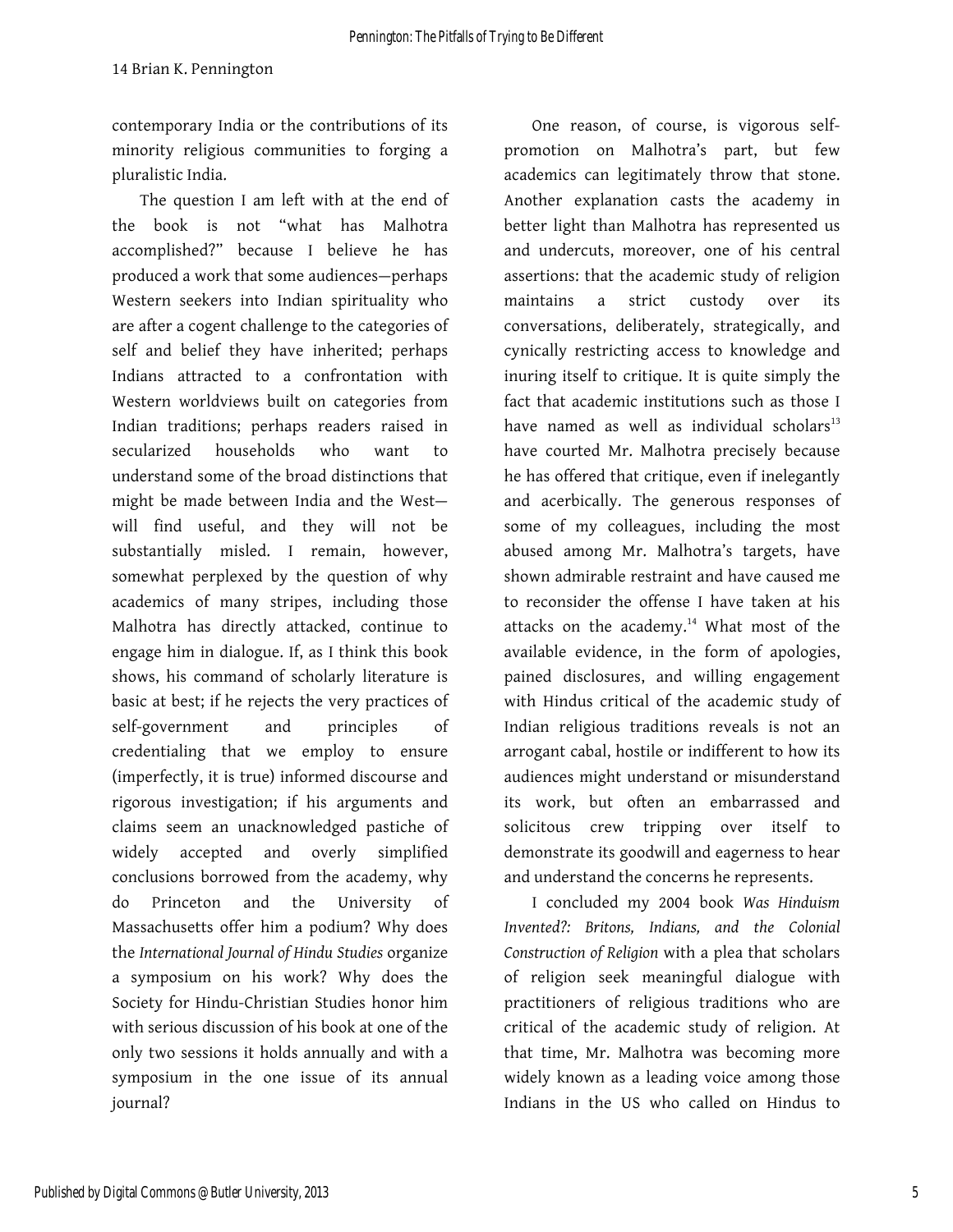contemporary India or the contributions of its minority religious communities to forging a pluralistic India.

The question I am left with at the end of the book is not "what has Malhotra accomplished?" because I believe he has produced a work that some audiences—perhaps Western seekers into Indian spirituality who are after a cogent challenge to the categories of self and belief they have inherited; perhaps Indians attracted to a confrontation with Western worldviews built on categories from Indian traditions; perhaps readers raised in secularized households who want to understand some of the broad distinctions that might be made between India and the West—will find useful, and they will not be substantially misled. I remain, however, somewhat perplexed by the question of why academics of many stripes, including those Malhotra has directly attacked, continue to engage him in dialogue. If, as I think this book shows, his command of scholarly literature is basic at best; if he rejects the very practices of self-government and principles of credentialing that we employ to ensure (imperfectly, it is true) informed discourse and rigorous investigation; if his arguments and claims seem an unacknowledged pastiche of widely accepted and overly simplified conclusions borrowed from the academy, why do Princeton and the University of Massachusetts offer him a podium? Why does the *International Journal of Hindu Studies* organize a symposium on his work? Why does the Society for Hindu-Christian Studies honor him with serious discussion of his book at one of the only two sessions it holds annually and with a symposium in the one issue of its annual journal?

One reason, of course, is vigorous self-promotion on Malhotra's part, but few academics can legitimately throw that stone. Another explanation casts the academy in better light than Malhotra has represented us and undercuts, moreover, one of his central assertions: that the academic study of religion maintains a strict custody over its conversations, deliberately, strategically, and cynically restricting access to knowledge and inuring itself to critique. It is quite simply the fact that academic institutions such as those I have named as well as individual scholars[13] have courted Mr. Malhotra precisely because he has offered that critique, even if inelegantly and acerbically. The generous responses of some of my colleagues, including the most abused among Mr. Malhotra's targets, have shown admirable restraint and have caused me to reconsider the offense I have taken at his attacks on the academy.[14] What most of the available evidence, in the form of apologies, pained disclosures, and willing engagement with Hindus critical of the academic study of Indian religious traditions reveals is not an arrogant cabal, hostile or indifferent to how its audiences might understand or misunderstand its work, but often an embarrassed and solicitous crew tripping over itself to demonstrate its goodwill and eagerness to hear and understand the concerns he represents.

I concluded my 2004 book *Was Hinduism Invented?: Britons, Indians, and the Colonial Construction of Religion* with a plea that scholars of religion seek meaningful dialogue with practitioners of religious traditions who are critical of the academic study of religion. At that time, Mr. Malhotra was becoming more widely known as a leading voice among those Indians in the US who called on Hindus to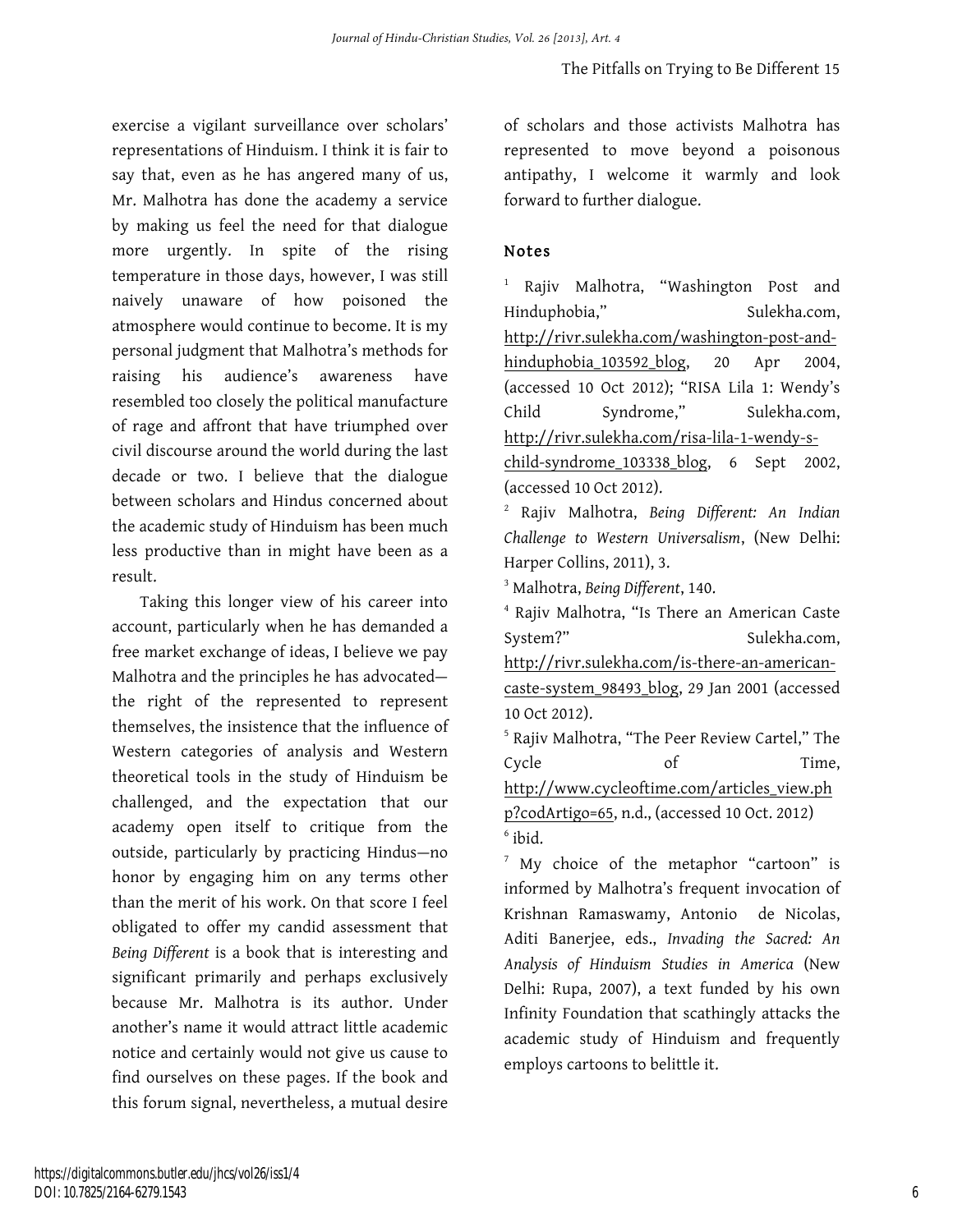exercise a vigilant surveillance over scholars' representations of Hinduism. I think it is fair to say that, even as he has angered many of us, Mr. Malhotra has done the academy a service by making us feel the need for that dialogue more urgently. In spite of the rising temperature in those days, however, I was still naively unaware of how poisoned the atmosphere would continue to become. It is my personal judgment that Malhotra's methods for raising his audience's awareness have resembled too closely the political manufacture of rage and affront that have triumphed over civil discourse around the world during the last decade or two. I believe that the dialogue between scholars and Hindus concerned about the academic study of Hinduism has been much less productive than in might have been as a result.

Taking this longer view of his career into account, particularly when he has demanded a free market exchange of ideas, I believe we pay Malhotra and the principles he has advocated—the right of the represented to represent themselves, the insistence that the influence of Western categories of analysis and Western theoretical tools in the study of Hinduism be challenged, and the expectation that our academy open itself to critique from the outside, particularly by practicing Hindus—no honor by engaging him on any terms other than the merit of his work. On that score I feel obligated to offer my candid assessment that *Being Different* is a book that is interesting and significant primarily and perhaps exclusively because Mr. Malhotra is its author. Under another's name it would attract little academic notice and certainly would not give us cause to find ourselves on these pages. If the book and this forum signal, nevertheless, a mutual desire of scholars and those activists Malhotra has represented to move beyond a poisonous antipathy, I welcome it warmly and look forward to further dialogue.

## Notes

[1] Rajiv Malhotra, "Washington Post and Hinduphobia," Sulekha.com, http://rivr.sulekha.com/washington-post-and-hinduphobia_103592_blog, 20 Apr 2004, (accessed 10 Oct 2012); "RISA Lila 1: Wendy's Child Syndrome," Sulekha.com, http://rivr.sulekha.com/risa-lila-1-wendy-s-child-syndrome_103338_blog, 6 Sept 2002, (accessed 10 Oct 2012).

[2] Rajiv Malhotra, *Being Different: An Indian Challenge to Western Universalism*, (New Delhi: Harper Collins, 2011), 3.

[3] Malhotra, *Being Different*, 140.

[4] Rajiv Malhotra, "Is There an American Caste System?" Sulekha.com, http://rivr.sulekha.com/is-there-an-american-caste-system_98493_blog, 29 Jan 2001 (accessed 10 Oct 2012).

[5] Rajiv Malhotra, "The Peer Review Cartel," The Cycle of Time, http://www.cycleoftime.com/articles_view.php?codArtigo=65, n.d., (accessed 10 Oct. 2012)

[6] ibid.

[7] My choice of the metaphor "cartoon" is informed by Malhotra's frequent invocation of Krishnan Ramaswamy, Antonio de Nicolas, Aditi Banerjee, eds., *Invading the Sacred: An Analysis of Hinduism Studies in America* (New Delhi: Rupa, 2007), a text funded by his own Infinity Foundation that scathingly attacks the academic study of Hinduism and frequently employs cartoons to belittle it.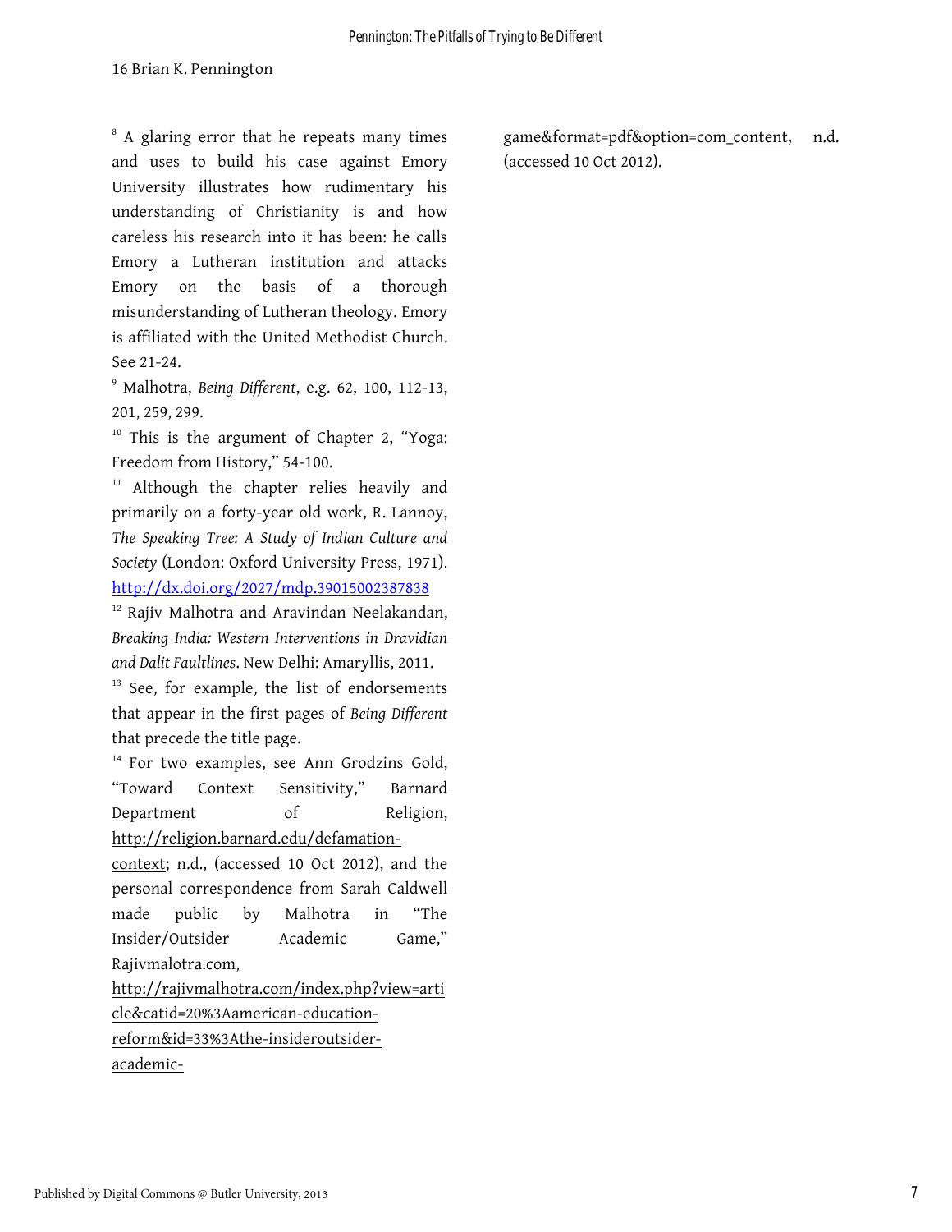[8] A glaring error that he repeats many times and uses to build his case against Emory University illustrates how rudimentary his understanding of Christianity is and how careless his research into it has been: he calls Emory a Lutheran institution and attacks Emory on the basis of a thorough misunderstanding of Lutheran theology. Emory is affiliated with the United Methodist Church. See 21-24.

[9] Malhotra, *Being Different*, e.g. 62, 100, 112-13, 201, 259, 299.

[10] This is the argument of Chapter 2, "Yoga: Freedom from History," 54-100.

[11] Although the chapter relies heavily and primarily on a forty-year old work, R. Lannoy, *The Speaking Tree: A Study of Indian Culture and Society* (London: Oxford University Press, 1971). http://dx.doi.org/2027/mdp.39015002387838

[12] Rajiv Malhotra and Aravindan Neelakandan, *Breaking India: Western Interventions in Dravidian and Dalit Faultlines*. New Delhi: Amaryllis, 2011.

[13] See, for example, the list of endorsements that appear in the first pages of *Being Different* that precede the title page.

[14] For two examples, see Ann Grodzins Gold, "Toward Context Sensitivity," Barnard Department of Religion, http://religion.barnard.edu/defamation-context; n.d., (accessed 10 Oct 2012), and the personal correspondence from Sarah Caldwell made public by Malhotra in "The Insider/Outsider Academic Game," Rajivmalotra.com, http://rajivmalhotra.com/index.php?view=article&catid=20%3Aamerican-education-reform&id=33%3Athe-insideroutsider-academic-game&format=pdf&option=com_content, n.d. (accessed 10 Oct 2012).